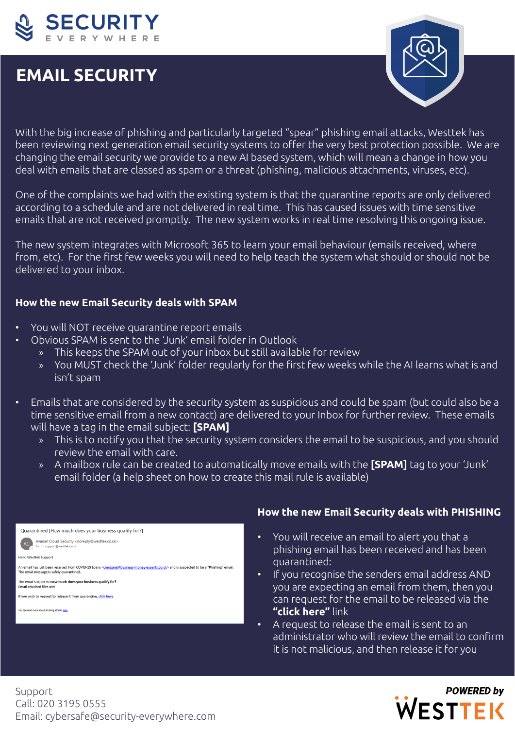SECURITY
EVERYWHERE

# EMAIL SECURITY

With the big increase of phishing and particularly targeted "spear" phishing email attacks, Westtek has been reviewing next generation email security systems to offer the very best protection possible. We are changing the email security we provide to a new AI based system, which will mean a change in how you deal with emails that are classed as spam or a threat (phishing, malicious attachments, viruses, etc).

One of the complaints we had with the existing system is that the quarantine reports are only delivered according to a schedule and are not delivered in real time. This has caused issues with time sensitive emails that are not received promptly. The new system works in real time resolving this ongoing issue.

The new system integrates with Microsoft 365 to learn your email behaviour (emails received, where from, etc). For the first few weeks you will need to help teach the system what should or should not be delivered to your inbox.

### How the new Email Security deals with SPAM

- You will NOT receive quarantine report emails
- Obvious SPAM is sent to the 'Junk' email folder in Outlook
  - This keeps the SPAM out of your inbox but still available for review
  - You MUST check the 'Junk' folder regularly for the first few weeks while the AI learns what is and isn't spam
- Emails that are considered by the security system as suspicious and could be spam (but could also be a time sensitive email from a new contact) are delivered to your Inbox for further review. These emails will have a tag in the email subject: **[SPAM]**
  - This is to notify you that the security system considers the email to be suspicious, and you should review the email with care.
  - A mailbox rule can be created to automatically move emails with the **[SPAM]** tag to your 'Junk' email folder (a help sheet on how to create this mail rule is available)

Quarantined [How much does your business qualify for?]

Avanan Cloud Security <noreply@westtek.co.uk>
To support@westtek.co.uk

Hello Westtek Support

An email has just been received from COVID-19 Loans <compare@business-money-experts.co.uk> and is suspected to be a "Phishing" email. The email message is safely quarantined.

The email subject is: **How much does your business qualify for?**
Email attached files are:

If you wish to request to release it from quarantine, click here.

You can read more about phishing attacks here

### How the new Email Security deals with PHISHING

- You will receive an email to alert you that a phishing email has been received and has been quarantined:
- If you recognise the senders email address AND you are expecting an email from them, then you can request for the email to be released via the **"click here"** link
- A request to release the email is sent to an administrator who will review the email to confirm it is not malicious, and then release it for you

Support
Call: 020 3195 0555
Email: cybersafe@security-everywhere.com

***POWERED by***
WESTTEK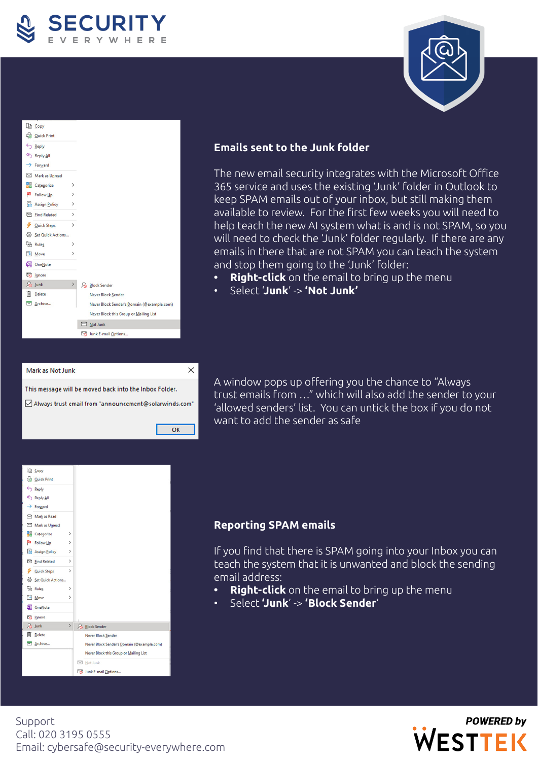## Emails sent to the Junk folder

The new email security integrates with the Microsoft Office 365 service and uses the existing 'Junk' folder in Outlook to keep SPAM emails out of your inbox, but still making them available to review. For the first few weeks you will need to help teach the new AI system what is and is not SPAM, so you will need to check the 'Junk' folder regularly. If there are any emails in there that are not SPAM you can teach the system and stop them going to the 'Junk' folder:

- **Right-click** on the email to bring up the menu
- Select '**Junk**' -> **'Not Junk'**

A window pops up offering you the chance to "Always trust emails from …" which will also add the sender to your 'allowed senders' list. You can untick the box if you do not want to add the sender as safe

## Reporting SPAM emails

If you find that there is SPAM going into your Inbox you can teach the system that it is unwanted and block the sending email address:

- **Right-click** on the email to bring up the menu
- Select **'Junk**' -> **'Block Sender**'

Support
Call: 020 3195 0555
Email: cybersafe@security-everywhere.com